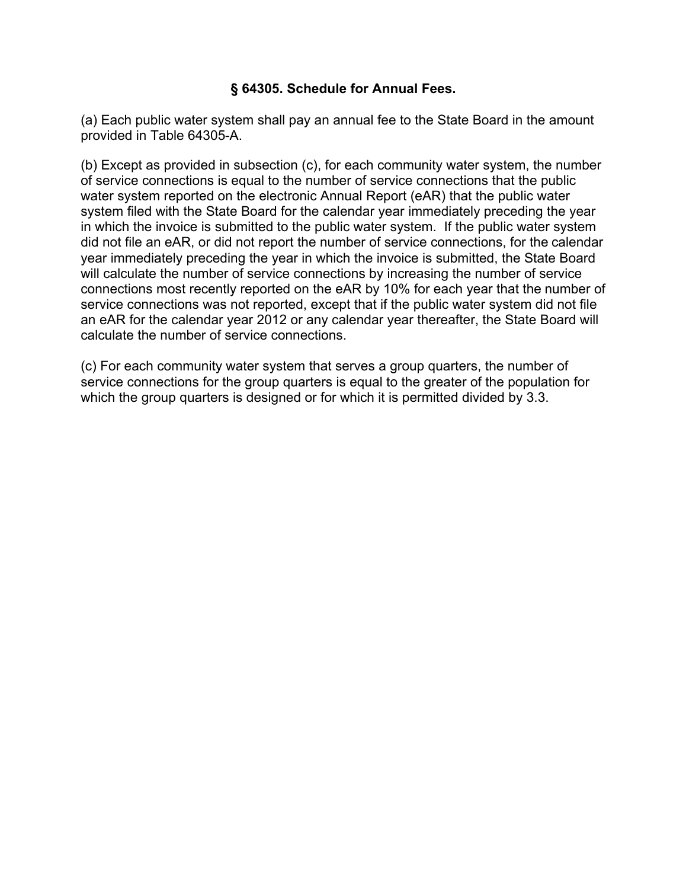### § 64305. Schedule for Annual Fees.

(a) Each public water system shall pay an annual fee to the State Board in the amount provided in Table 64305-A.

(b) Except as provided in subsection (c), for each community water system, the number of service connections is equal to the number of service connections that the public water system reported on the electronic Annual Report (eAR) that the public water system filed with the State Board for the calendar year immediately preceding the year in which the invoice is submitted to the public water system. If the public water system did not file an eAR, or did not report the number of service connections, for the calendar year immediately preceding the year in which the invoice is submitted, the State Board will calculate the number of service connections by increasing the number of service connections most recently reported on the eAR by 10% for each year that the number of service connections was not reported, except that if the public water system did not file an eAR for the calendar year 2012 or any calendar year thereafter, the State Board will calculate the number of service connections.

(c) For each community water system that serves a group quarters, the number of service connections for the group quarters is equal to the greater of the population for which the group quarters is designed or for which it is permitted divided by 3.3.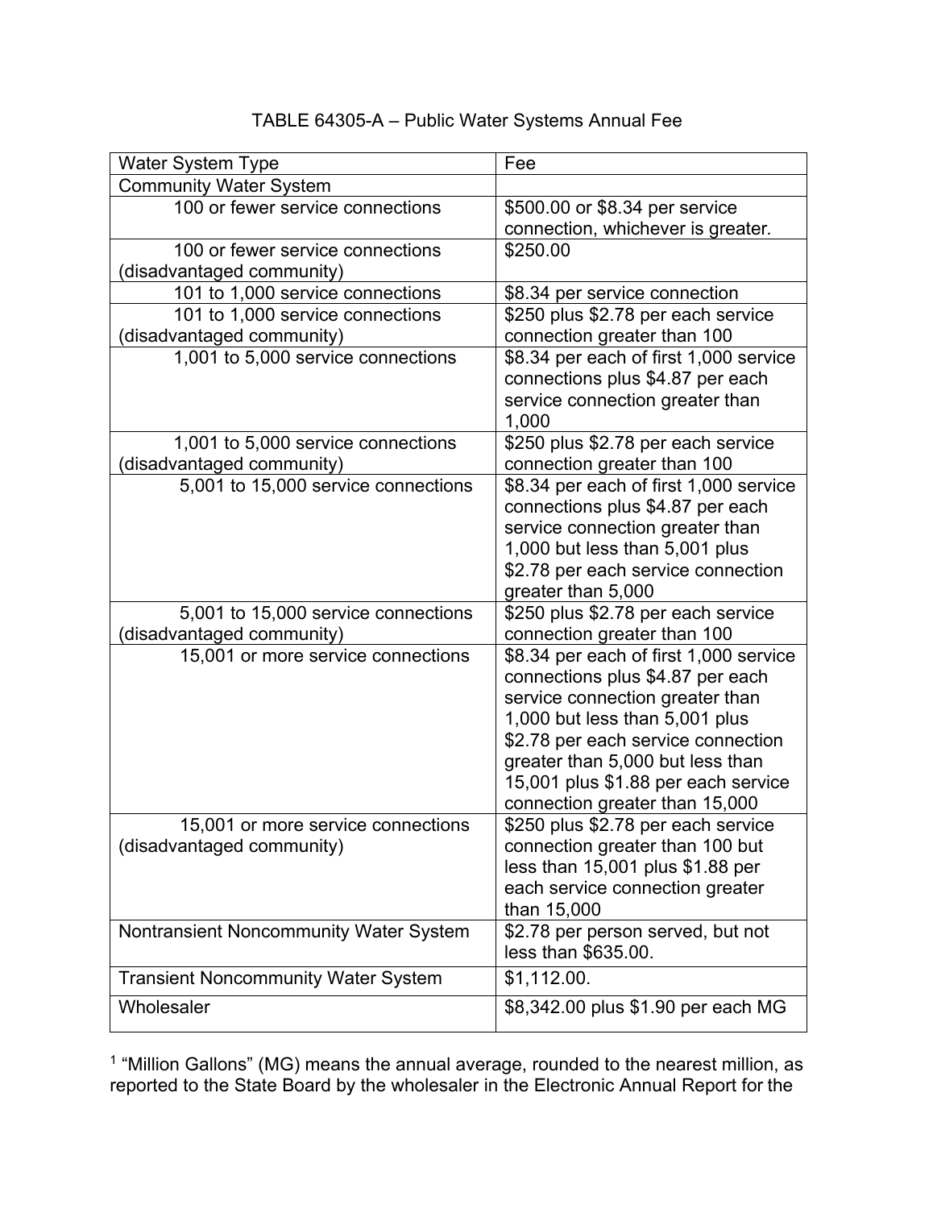TABLE 64305-A – Public Water Systems Annual Fee

| Water System Type | Fee |
|---|---|
| Community Water System | |
| 100 or fewer service connections | $500.00 or $8.34 per service connection, whichever is greater. |
| 100 or fewer service connections (disadvantaged community) | $250.00 |
| 101 to 1,000 service connections | $8.34 per service connection |
| 101 to 1,000 service connections (disadvantaged community) | $250 plus $2.78 per each service connection greater than 100 |
| 1,001 to 5,000 service connections | $8.34 per each of first 1,000 service connections plus $4.87 per each service connection greater than 1,000 |
| 1,001 to 5,000 service connections (disadvantaged community) | $250 plus $2.78 per each service connection greater than 100 |
| 5,001 to 15,000 service connections | $8.34 per each of first 1,000 service connections plus $4.87 per each service connection greater than 1,000 but less than 5,001 plus $2.78 per each service connection greater than 5,000 |
| 5,001 to 15,000 service connections (disadvantaged community) | $250 plus $2.78 per each service connection greater than 100 |
| 15,001 or more service connections | $8.34 per each of first 1,000 service connections plus $4.87 per each service connection greater than 1,000 but less than 5,001 plus $2.78 per each service connection greater than 5,000 but less than 15,001 plus $1.88 per each service connection greater than 15,000 |
| 15,001 or more service connections (disadvantaged community) | $250 plus $2.78 per each service connection greater than 100 but less than 15,001 plus $1.88 per each service connection greater than 15,000 |
| Nontransient Noncommunity Water System | $2.78 per person served, but not less than $635.00. |
| Transient Noncommunity Water System | $1,112.00. |
| Wholesaler | $8,342.00 plus $1.90 per each MG |

[1] "Million Gallons" (MG) means the annual average, rounded to the nearest million, as reported to the State Board by the wholesaler in the Electronic Annual Report for the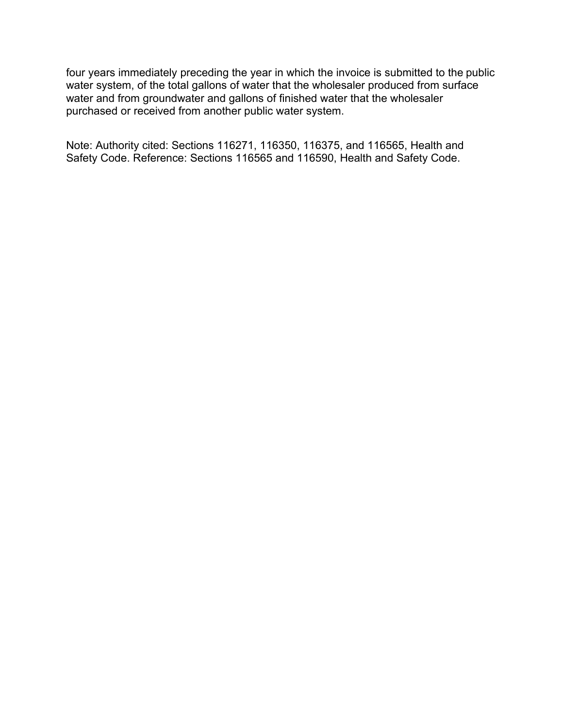four years immediately preceding the year in which the invoice is submitted to the public water system, of the total gallons of water that the wholesaler produced from surface water and from groundwater and gallons of finished water that the wholesaler purchased or received from another public water system.

Note: Authority cited: Sections 116271, 116350, 116375, and 116565, Health and Safety Code. Reference: Sections 116565 and 116590, Health and Safety Code.